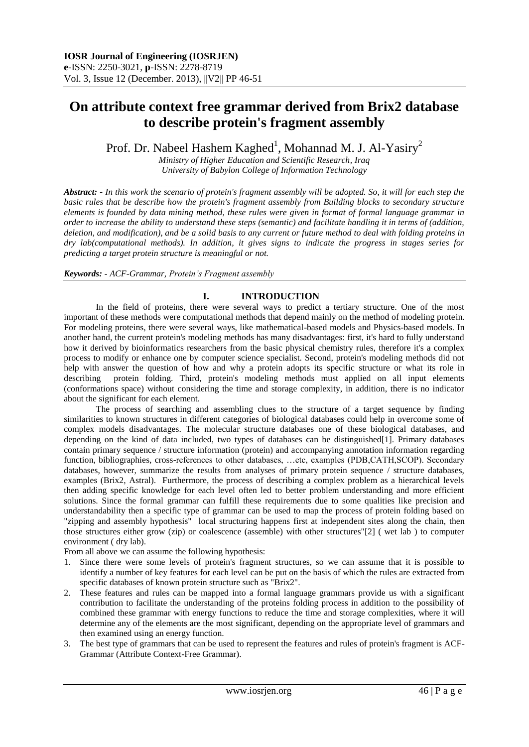# On attribute context free grammar derived from Brix2 database to describe protein's fragment assembly

Prof. Dr. Nabeel Hashem Kaghed[1], Mohannad M. J. Al-Yasiry[2]

*Ministry of Higher Education and Scientific Research, Iraq*
*University of Babylon College of Information Technology*

***Abstract: -*** *In this work the scenario of protein's fragment assembly will be adopted. So, it will for each step the basic rules that be describe how the protein's fragment assembly from Building blocks to secondary structure elements is founded by data mining method, these rules were given in format of formal language grammar in order to increase the ability to understand these steps (semantic) and facilitate handling it in terms of (addition, deletion, and modification), and be a solid basis to any current or future method to deal with folding proteins in dry lab(computational methods). In addition, it gives signs to indicate the progress in stages series for predicting a target protein structure is meaningful or not.*

***Keywords: -*** *ACF-Grammar, Protein's Fragment assembly*

## I. INTRODUCTION

In the field of proteins, there were several ways to predict a tertiary structure. One of the most important of these methods were computational methods that depend mainly on the method of modeling protein. For modeling proteins, there were several ways, like mathematical-based models and Physics-based models. In another hand, the current protein's modeling methods has many disadvantages: first, it's hard to fully understand how it derived by bioinformatics researchers from the basic physical chemistry rules, therefore it's a complex process to modify or enhance one by computer science specialist. Second, protein's modeling methods did not help with answer the question of how and why a protein adopts its specific structure or what its role in describing protein folding. Third, protein's modeling methods must applied on all input elements (conformations space) without considering the time and storage complexity, in addition, there is no indicator about the significant for each element.

The process of searching and assembling clues to the structure of a target sequence by finding similarities to known structures in different categories of biological databases could help in overcome some of complex models disadvantages. The molecular structure databases one of these biological databases, and depending on the kind of data included, two types of databases can be distinguished[1]. Primary databases contain primary sequence / structure information (protein) and accompanying annotation information regarding function, bibliographies, cross-references to other databases, …etc, examples (PDB,CATH,SCOP). Secondary databases, however, summarize the results from analyses of primary protein sequence / structure databases, examples (Brix2, Astral). Furthermore, the process of describing a complex problem as a hierarchical levels then adding specific knowledge for each level often led to better problem understanding and more efficient solutions. Since the formal grammar can fulfill these requirements due to some qualities like precision and understandability then a specific type of grammar can be used to map the process of protein folding based on "zipping and assembly hypothesis" local structuring happens first at independent sites along the chain, then those structures either grow (zip) or coalescence (assemble) with other structures"[2] ( wet lab ) to computer environment ( dry lab).

From all above we can assume the following hypothesis:

1. Since there were some levels of protein's fragment structures, so we can assume that it is possible to identify a number of key features for each level can be put on the basis of which the rules are extracted from specific databases of known protein structure such as "Brix2".
2. These features and rules can be mapped into a formal language grammars provide us with a significant contribution to facilitate the understanding of the proteins folding process in addition to the possibility of combined these grammar with energy functions to reduce the time and storage complexities, where it will determine any of the elements are the most significant, depending on the appropriate level of grammars and then examined using an energy function.
3. The best type of grammars that can be used to represent the features and rules of protein's fragment is ACF-Grammar (Attribute Context-Free Grammar).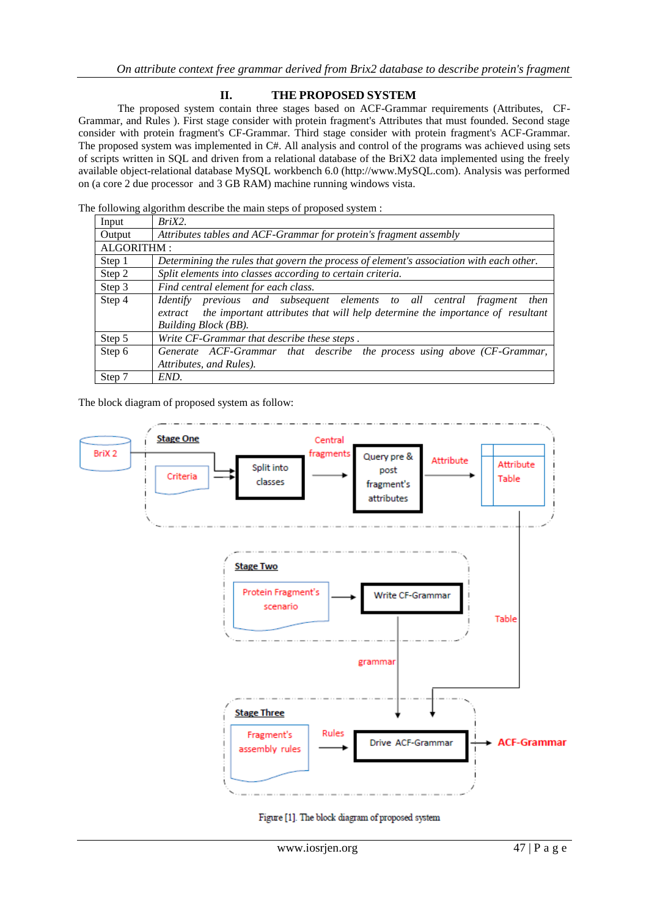## II. THE PROPOSED SYSTEM

The proposed system contain three stages based on ACF-Grammar requirements (Attributes, CF-Grammar, and Rules ). First stage consider with protein fragment's Attributes that must founded. Second stage consider with protein fragment's CF-Grammar. Third stage consider with protein fragment's ACF-Grammar. The proposed system was implemented in C#. All analysis and control of the programs was achieved using sets of scripts written in SQL and driven from a relational database of the BriX2 data implemented using the freely available object-relational database MySQL workbench 6.0 (http://www.MySQL.com). Analysis was performed on (a core 2 due processor and 3 GB RAM) machine running windows vista.

The following algorithm describe the main steps of proposed system :

| Input | *BriX2.* |
|---|---|
| Output | *Attributes tables and ACF-Grammar for protein's fragment assembly* |
| ALGORITHM : | |
| Step 1 | *Determining the rules that govern the process of element's association with each other.* |
| Step 2 | *Split elements into classes according to certain criteria.* |
| Step 3 | *Find central element for each class.* |
| Step 4 | *Identify previous and subsequent elements to all central fragment then extract the important attributes that will help determine the importance of resultant Building Block (BB).* |
| Step 5 | *Write CF-Grammar that describe these steps .* |
| Step 6 | *Generate ACF-Grammar that describe the process using above (CF-Grammar, Attributes, and Rules).* |
| Step 7 | *END.* |

The block diagram of proposed system as follow:

Figure [1]. The block diagram of proposed system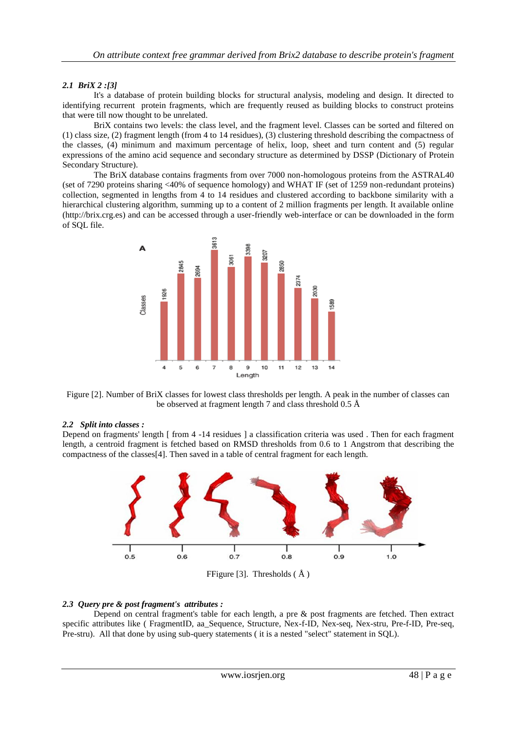### *2.1 BriX 2 :[3]*

It's a database of protein building blocks for structural analysis, modeling and design. It directed to identifying recurrent protein fragments, which are frequently reused as building blocks to construct proteins that were till now thought to be unrelated.

BriX contains two levels: the class level, and the fragment level. Classes can be sorted and filtered on (1) class size, (2) fragment length (from 4 to 14 residues), (3) clustering threshold describing the compactness of the classes, (4) minimum and maximum percentage of helix, loop, sheet and turn content and (5) regular expressions of the amino acid sequence and secondary structure as determined by DSSP (Dictionary of Protein Secondary Structure).

The BriX database contains fragments from over 7000 non-homologous proteins from the ASTRAL40 (set of 7290 proteins sharing <40% of sequence homology) and WHAT IF (set of 1259 non-redundant proteins) collection, segmented in lengths from 4 to 14 residues and clustered according to backbone similarity with a hierarchical clustering algorithm, summing up to a content of 2 million fragments per length. It available online (http://brix.crg.es) and can be accessed through a user-friendly web-interface or can be downloaded in the form of SQL file.

Figure [2]. Number of BriX classes for lowest class thresholds per length. A peak in the number of classes can be observed at fragment length 7 and class threshold 0.5 Å

### *2.2 Split into classes :*

Depend on fragments' length [ from 4 -14 residues ] a classification criteria was used . Then for each fragment length, a centroid fragment is fetched based on RMSD thresholds from 0.6 to 1 Angstrom that describing the compactness of the classes[4]. Then saved in a table of central fragment for each length.

FFigure [3]. Thresholds ( Å )

### *2.3 Query pre & post fragment's attributes :*

Depend on central fragment's table for each length, a pre & post fragments are fetched. Then extract specific attributes like ( FragmentID, aa_Sequence, Structure, Nex-f-ID, Nex-seq, Nex-stru, Pre-f-ID, Pre-seq, Pre-stru). All that done by using sub-query statements ( it is a nested "select" statement in SQL).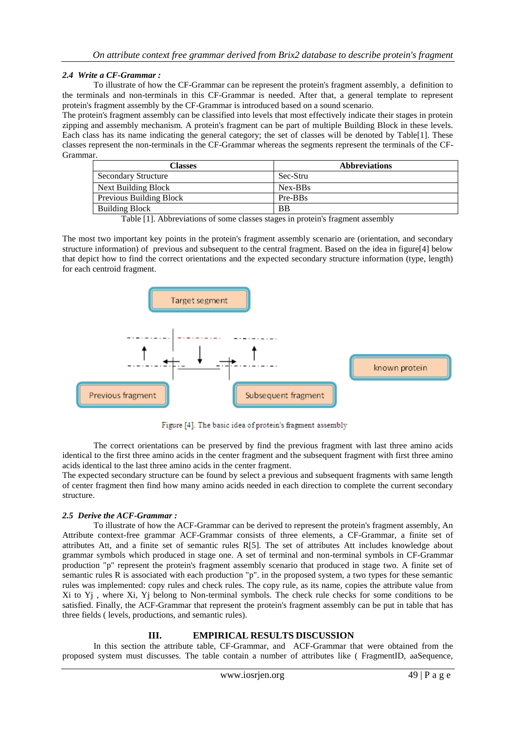### 2.4 *Write a CF-Grammar :*

To illustrate of how the CF-Grammar can be represent the protein's fragment assembly, a definition to the terminals and non-terminals in this CF-Grammar is needed. After that, a general template to represent protein's fragment assembly by the CF-Grammar is introduced based on a sound scenario.

The protein's fragment assembly can be classified into levels that most effectively indicate their stages in protein zipping and assembly mechanism. A protein's fragment can be part of multiple Building Block in these levels. Each class has its name indicating the general category; the set of classes will be denoted by Table[1]. These classes represent the non-terminals in the CF-Grammar whereas the segments represent the terminals of the CF-Grammar.

| Classes | Abbreviations |
|---|---|
| Secondary Structure | Sec-Stru |
| Next Building Block | Nex-BBs |
| Previous Building Block | Pre-BBs |
| Building Block | BB |

Table [1]. Abbreviations of some classes stages in protein's fragment assembly

The most two important key points in the protein's fragment assembly scenario are (orientation, and secondary structure information) of previous and subsequent to the central fragment. Based on the idea in figure[4] below that depict how to find the correct orientations and the expected secondary structure information (type, length) for each centroid fragment.

Figure [4]. The basic idea of protein's fragment assembly

The correct orientations can be preserved by find the previous fragment with last three amino acids identical to the first three amino acids in the center fragment and the subsequent fragment with first three amino acids identical to the last three amino acids in the center fragment.

The expected secondary structure can be found by select a previous and subsequent fragments with same length of center fragment then find how many amino acids needed in each direction to complete the current secondary structure.

### 2.5 *Derive the ACF-Grammar :*

To illustrate of how the ACF-Grammar can be derived to represent the protein's fragment assembly, An Attribute context-free grammar ACF-Grammar consists of three elements, a CF-Grammar, a finite set of attributes Att, and a finite set of semantic rules R[5]. The set of attributes Att includes knowledge about grammar symbols which produced in stage one. A set of terminal and non-terminal symbols in CF-Grammar production "p" represent the protein's fragment assembly scenario that produced in stage two. A finite set of semantic rules R is associated with each production "p". in the proposed system, a two types for these semantic rules was implemented: copy rules and check rules. The copy rule, as its name, copies the attribute value from $X_i$ to $Y_j$ , where $X_i$, $Y_j$ belong to Non-terminal symbols. The check rule checks for some conditions to be satisfied. Finally, the ACF-Grammar that represent the protein's fragment assembly can be put in table that has three fields ( levels, productions, and semantic rules).

## III. EMPIRICAL RESULTS DISCUSSION

In this section the attribute table, CF-Grammar, and ACF-Grammar that were obtained from the proposed system must discusses. The table contain a number of attributes like ( FragmentID, aaSequence,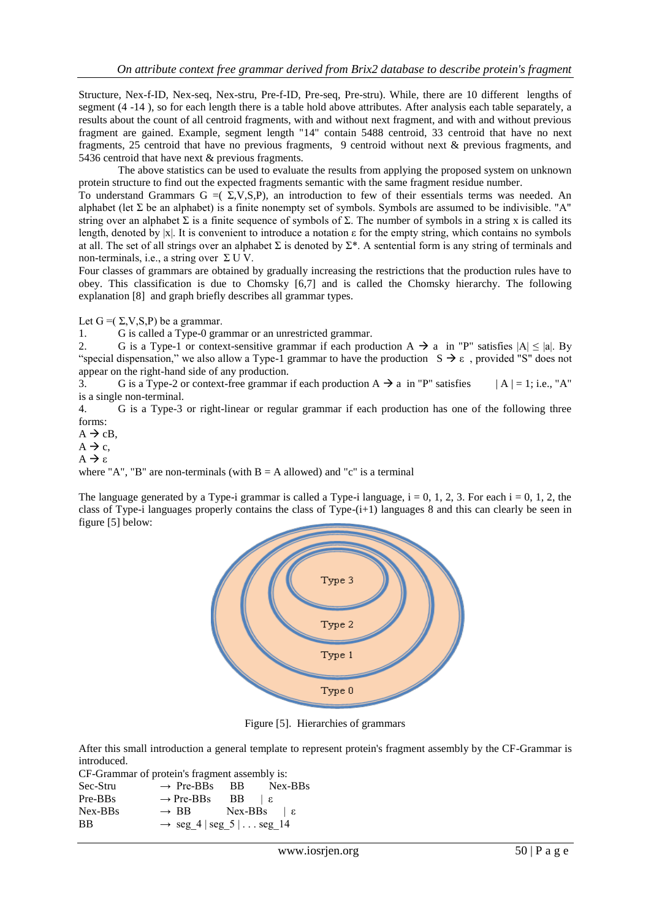Structure, Nex-f-ID, Nex-seq, Nex-stru, Pre-f-ID, Pre-seq, Pre-stru). While, there are 10 different lengths of segment (4 -14 ), so for each length there is a table hold above attributes. After analysis each table separately, a results about the count of all centroid fragments, with and without next fragment, and with and without previous fragment are gained. Example, segment length "14" contain 5488 centroid, 33 centroid that have no next fragments, 25 centroid that have no previous fragments, 9 centroid without next & previous fragments, and 5436 centroid that have next & previous fragments.

The above statistics can be used to evaluate the results from applying the proposed system on unknown protein structure to find out the expected fragments semantic with the same fragment residue number.

To understand Grammars G =( Σ,V,S,P), an introduction to few of their essentials terms was needed. An alphabet (let Σ be an alphabet) is a finite nonempty set of symbols. Symbols are assumed to be indivisible. "A" string over an alphabet Σ is a finite sequence of symbols of Σ. The number of symbols in a string x is called its length, denoted by |x|. It is convenient to introduce a notation ε for the empty string, which contains no symbols at all. The set of all strings over an alphabet Σ is denoted by Σ*. A sentential form is any string of terminals and non-terminals, i.e., a string over Σ U V.

Four classes of grammars are obtained by gradually increasing the restrictions that the production rules have to obey. This classification is due to Chomsky [6,7] and is called the Chomsky hierarchy. The following explanation [8] and graph briefly describes all grammar types.

Let G =( Σ,V,S,P) be a grammar.

1. G is called a Type-0 grammar or an unrestricted grammar.
2. G is a Type-1 or context-sensitive grammar if each production A → a in "P" satisfies |A| ≤ |a|. By "special dispensation," we also allow a Type-1 grammar to have the production S → ε , provided "S" does not appear on the right-hand side of any production.
3. G is a Type-2 or context-free grammar if each production A → a in "P" satisfies | A | = 1; i.e., "A" is a single non-terminal.
4. G is a Type-3 or right-linear or regular grammar if each production has one of the following three forms:

A → cB,
A → c,
A → ε

where "A", "B" are non-terminals (with B = A allowed) and "c" is a terminal

The language generated by a Type-i grammar is called a Type-i language, i = 0, 1, 2, 3. For each i = 0, 1, 2, the class of Type-i languages properly contains the class of Type-(i+1) languages 8 and this can clearly be seen in figure [5] below:

Figure [5]. Hierarchies of grammars

After this small introduction a general template to represent protein's fragment assembly by the CF-Grammar is introduced.

CF-Grammar of protein's fragment assembly is:

```
Sec-Stru    → Pre-BBs   BB    Nex-BBs
Pre-BBs     → Pre-BBs   BB  | ε
Nex-BBs     → BB        Nex-BBs  | ε
BB          → seg_4 | seg_5 | . . . seg_14
```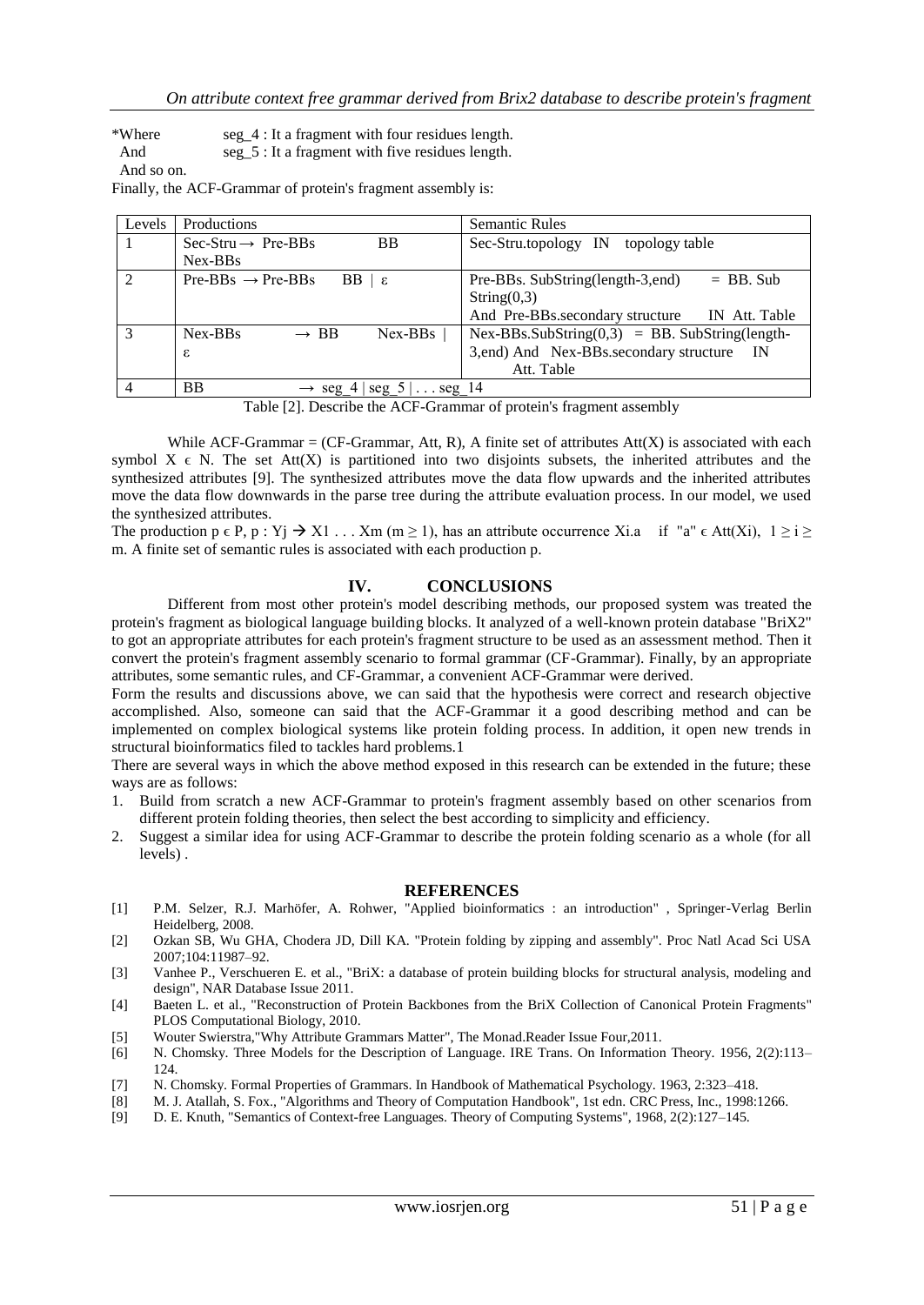*Where seg_4 : It a fragment with four residues length.
And seg_5 : It a fragment with five residues length.
And so on.

Finally, the ACF-Grammar of protein's fragment assembly is:

| Levels | Productions | Semantic Rules |
|---|---|---|
| 1 | Sec-Stru → Pre-BBs BB Nex-BBs | Sec-Stru.topology IN topology table |
| 2 | Pre-BBs → Pre-BBs BB \| ε | Pre-BBs. SubString(length-3,end) = BB. Sub String(0,3) And Pre-BBs.secondary structure IN Att. Table |
| 3 | Nex-BBs → BB Nex-BBs \| ε | Nex-BBs.SubString(0,3) = BB. SubString(length-3,end) And Nex-BBs.secondary structure IN Att. Table |
| 4 | BB → seg_4 \| seg_5 \| . . . seg_14 | |

Table [2]. Describe the ACF-Grammar of protein's fragment assembly

While ACF-Grammar = (CF-Grammar, Att, R), A finite set of attributes Att(X) is associated with each symbol $X \in N$. The set Att(X) is partitioned into two disjoints subsets, the inherited attributes and the synthesized attributes [9]. The synthesized attributes move the data flow upwards and the inherited attributes move the data flow downwards in the parse tree during the attribute evaluation process. In our model, we used the synthesized attributes.

The production $p \in P$, $p : Y_j \rightarrow X_1 \ldots X_m$ $(m \geq 1)$, has an attribute occurrence $X_i.a$ if "a" $\in Att(X_i)$, $1 \geq i \geq m$. A finite set of semantic rules is associated with each production p.

## IV. CONCLUSIONS

Different from most other protein's model describing methods, our proposed system was treated the protein's fragment as biological language building blocks. It analyzed of a well-known protein database "BriX2" to got an appropriate attributes for each protein's fragment structure to be used as an assessment method. Then it convert the protein's fragment assembly scenario to formal grammar (CF-Grammar). Finally, by an appropriate attributes, some semantic rules, and CF-Grammar, a convenient ACF-Grammar were derived.

Form the results and discussions above, we can said that the hypothesis were correct and research objective accomplished. Also, someone can said that the ACF-Grammar it a good describing method and can be implemented on complex biological systems like protein folding process. In addition, it open new trends in structural bioinformatics filed to tackles hard problems.1

There are several ways in which the above method exposed in this research can be extended in the future; these ways are as follows:

1. Build from scratch a new ACF-Grammar to protein's fragment assembly based on other scenarios from different protein folding theories, then select the best according to simplicity and efficiency.
2. Suggest a similar idea for using ACF-Grammar to describe the protein folding scenario as a whole (for all levels) .

## REFERENCES

- [1] P.M. Selzer, R.J. Marhöfer, A. Rohwer, "Applied bioinformatics : an introduction" , Springer-Verlag Berlin Heidelberg, 2008.
- [2] Ozkan SB, Wu GHA, Chodera JD, Dill KA. "Protein folding by zipping and assembly". Proc Natl Acad Sci USA 2007;104:11987–92.
- [3] Vanhee P., Verschueren E. et al., "BriX: a database of protein building blocks for structural analysis, modeling and design", NAR Database Issue 2011.
- [4] Baeten L. et al., "Reconstruction of Protein Backbones from the BriX Collection of Canonical Protein Fragments" PLOS Computational Biology, 2010.
- [5] Wouter Swierstra,"Why Attribute Grammars Matter", The Monad.Reader Issue Four,2011.
- [6] N. Chomsky. Three Models for the Description of Language. IRE Trans. On Information Theory. 1956, 2(2):113–124.
- [7] N. Chomsky. Formal Properties of Grammars. In Handbook of Mathematical Psychology. 1963, 2:323–418.
- [8] M. J. Atallah, S. Fox., "Algorithms and Theory of Computation Handbook", 1st edn. CRC Press, Inc., 1998:1266.
- [9] D. E. Knuth, "Semantics of Context-free Languages. Theory of Computing Systems", 1968, 2(2):127–145.